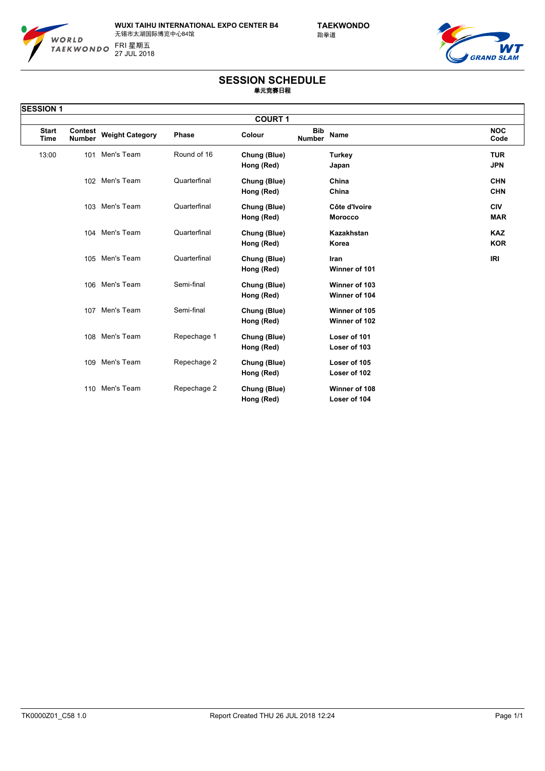WUXI TAIHU INTERNATIONAL EXPO CENTER B4
无锡市太湖国际博览中心B4馆
FRI 星期五
27 JUL 2018

TAEKWONDO
跆拳道

# SESSION SCHEDULE
单元竞赛日程

## SESSION 1

### COURT 1

| Start Time | Contest Number | Weight Category | Phase | Colour | Bib Number | Name | NOC Code |
|---|---|---|---|---|---|---|---|
| 13:00 | 101 | Men's Team | Round of 16 | **Chung (Blue)** | | **Turkey** | **TUR** |
| | | | | **Hong (Red)** | | **Japan** | **JPN** |
| | 102 | Men's Team | Quarterfinal | **Chung (Blue)** | | **China** | **CHN** |
| | | | | **Hong (Red)** | | **China** | **CHN** |
| | 103 | Men's Team | Quarterfinal | **Chung (Blue)** | | **Côte d'Ivoire** | **CIV** |
| | | | | **Hong (Red)** | | **Morocco** | **MAR** |
| | 104 | Men's Team | Quarterfinal | **Chung (Blue)** | | **Kazakhstan** | **KAZ** |
| | | | | **Hong (Red)** | | **Korea** | **KOR** |
| | 105 | Men's Team | Quarterfinal | **Chung (Blue)** | | **Iran** | **IRI** |
| | | | | **Hong (Red)** | | **Winner of 101** | |
| | 106 | Men's Team | Semi-final | **Chung (Blue)** | | **Winner of 103** | |
| | | | | **Hong (Red)** | | **Winner of 104** | |
| | 107 | Men's Team | Semi-final | **Chung (Blue)** | | **Winner of 105** | |
| | | | | **Hong (Red)** | | **Winner of 102** | |
| | 108 | Men's Team | Repechage 1 | **Chung (Blue)** | | **Loser of 101** | |
| | | | | **Hong (Red)** | | **Loser of 103** | |
| | 109 | Men's Team | Repechage 2 | **Chung (Blue)** | | **Loser of 105** | |
| | | | | **Hong (Red)** | | **Loser of 102** | |
| | 110 | Men's Team | Repechage 2 | **Chung (Blue)** | | **Winner of 108** | |
| | | | | **Hong (Red)** | | **Loser of 104** | |

TK0000Z01_C58 1.0 Report Created THU 26 JUL 2018 12:24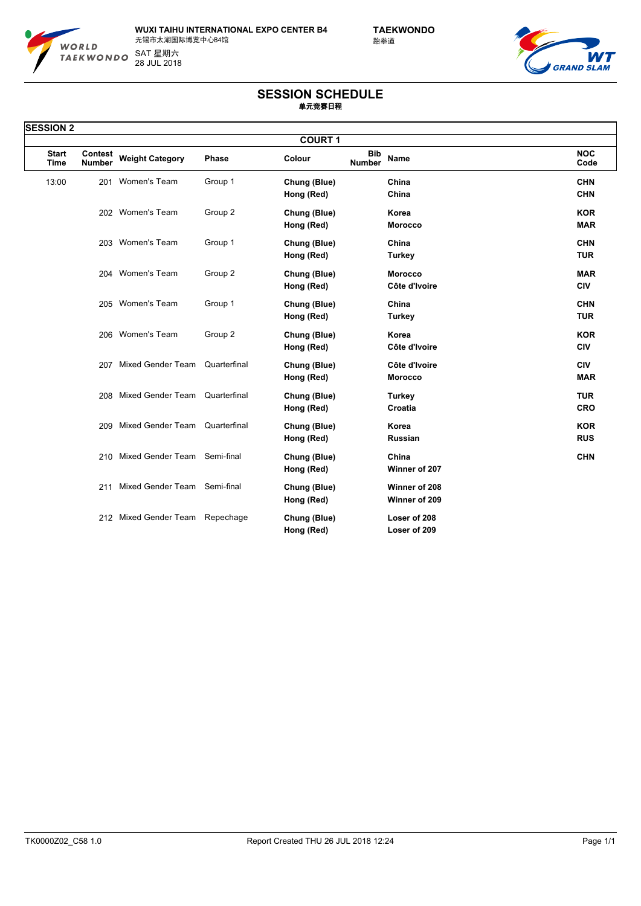WUXI TAIHU INTERNATIONAL EXPO CENTER B4
无锡市太湖国际博览中心B4馆
SAT 星期六
28 JUL 2018

TAEKWONDO
跆拳道

# SESSION SCHEDULE
单元竞赛日程

## SESSION 2

### COURT 1

| Start Time | Contest Number | Weight Category | Phase | Colour | Bib Number | Name | NOC Code |
|---|---|---|---|---|---|---|---|
| 13:00 | 201 | Women's Team | Group 1 | Chung (Blue) | | China | CHN |
| | | | | Hong (Red) | | China | CHN |
| | 202 | Women's Team | Group 2 | Chung (Blue) | | Korea | KOR |
| | | | | Hong (Red) | | Morocco | MAR |
| | 203 | Women's Team | Group 1 | Chung (Blue) | | China | CHN |
| | | | | Hong (Red) | | Turkey | TUR |
| | 204 | Women's Team | Group 2 | Chung (Blue) | | Morocco | MAR |
| | | | | Hong (Red) | | Côte d'Ivoire | CIV |
| | 205 | Women's Team | Group 1 | Chung (Blue) | | China | CHN |
| | | | | Hong (Red) | | Turkey | TUR |
| | 206 | Women's Team | Group 2 | Chung (Blue) | | Korea | KOR |
| | | | | Hong (Red) | | Côte d'Ivoire | CIV |
| | 207 | Mixed Gender Team | Quarterfinal | Chung (Blue) | | Côte d'Ivoire | CIV |
| | | | | Hong (Red) | | Morocco | MAR |
| | 208 | Mixed Gender Team | Quarterfinal | Chung (Blue) | | Turkey | TUR |
| | | | | Hong (Red) | | Croatia | CRO |
| | 209 | Mixed Gender Team | Quarterfinal | Chung (Blue) | | Korea | KOR |
| | | | | Hong (Red) | | Russian | RUS |
| | 210 | Mixed Gender Team | Semi-final | Chung (Blue) | | China | CHN |
| | | | | Hong (Red) | | Winner of 207 | |
| | 211 | Mixed Gender Team | Semi-final | Chung (Blue) | | Winner of 208 | |
| | | | | Hong (Red) | | Winner of 209 | |
| | 212 | Mixed Gender Team | Repechage | Chung (Blue) | | Loser of 208 | |
| | | | | Hong (Red) | | Loser of 209 | |

TK0000Z02_C58 1.0 Report Created THU 26 JUL 2018 12:24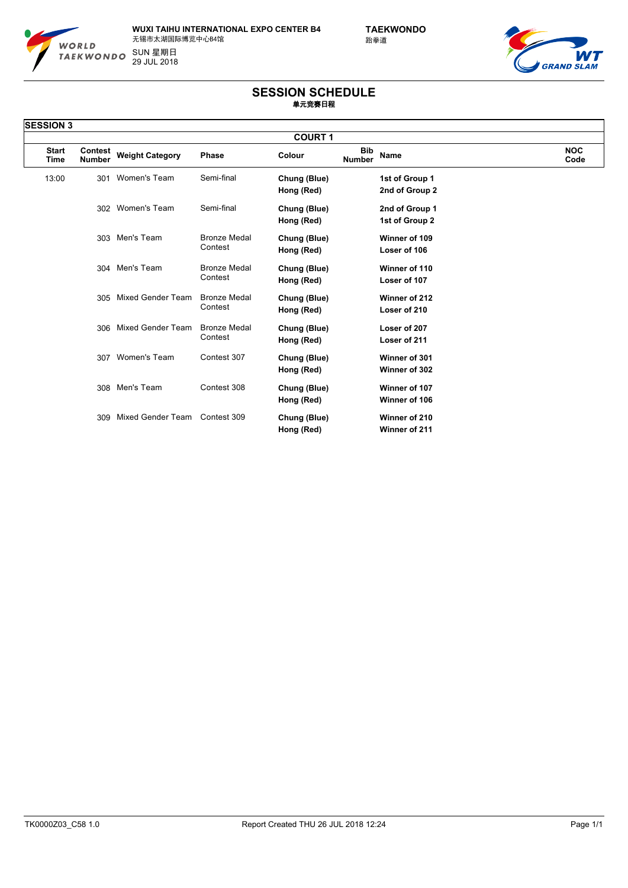WUXI TAIHU INTERNATIONAL EXPO CENTER B4
无锡市太湖国际博览中心B4馆
SUN 星期日
29 JUL 2018

TAEKWONDO
跆拳道

# SESSION SCHEDULE
单元竞赛日程

## SESSION 3

### COURT 1

| Start Time | Contest Number | Weight Category | Phase | Colour | Bib Number | Name | NOC Code |
|---|---|---|---|---|---|---|---|
| 13:00 | 301 | Women's Team | Semi-final | **Chung (Blue)** | | **1st of Group 1** | |
| | | | | **Hong (Red)** | | **2nd of Group 2** | |
| | 302 | Women's Team | Semi-final | **Chung (Blue)** | | **2nd of Group 1** | |
| | | | | **Hong (Red)** | | **1st of Group 2** | |
| | 303 | Men's Team | Bronze Medal Contest | **Chung (Blue)** | | **Winner of 109** | |
| | | | | **Hong (Red)** | | **Loser of 106** | |
| | 304 | Men's Team | Bronze Medal Contest | **Chung (Blue)** | | **Winner of 110** | |
| | | | | **Hong (Red)** | | **Loser of 107** | |
| | 305 | Mixed Gender Team | Bronze Medal Contest | **Chung (Blue)** | | **Winner of 212** | |
| | | | | **Hong (Red)** | | **Loser of 210** | |
| | 306 | Mixed Gender Team | Bronze Medal Contest | **Chung (Blue)** | | **Loser of 207** | |
| | | | | **Hong (Red)** | | **Loser of 211** | |
| | 307 | Women's Team | Contest 307 | **Chung (Blue)** | | **Winner of 301** | |
| | | | | **Hong (Red)** | | **Winner of 302** | |
| | 308 | Men's Team | Contest 308 | **Chung (Blue)** | | **Winner of 107** | |
| | | | | **Hong (Red)** | | **Winner of 106** | |
| | 309 | Mixed Gender Team | Contest 309 | **Chung (Blue)** | | **Winner of 210** | |
| | | | | **Hong (Red)** | | **Winner of 211** | |

TK0000Z03_C58 1.0 Report Created THU 26 JUL 2018 12:24